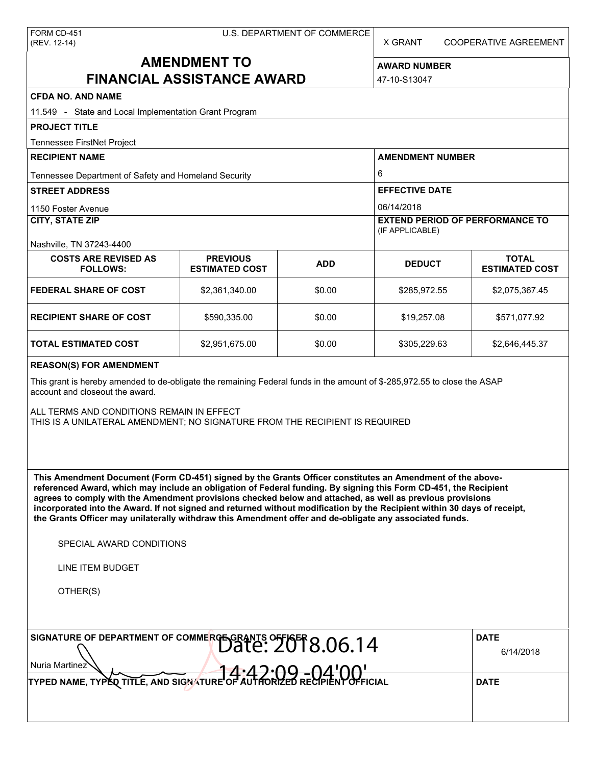FORM CD-451
(REV. 12-14)

U.S. DEPARTMENT OF COMMERCE

X GRANT    COOPERATIVE AGREEMENT

# AMENDMENT TO FINANCIAL ASSISTANCE AWARD

**AWARD NUMBER**
47-10-S13047

**CFDA NO. AND NAME**
11.549 - State and Local Implementation Grant Program

**PROJECT TITLE**
Tennessee FirstNet Project

**RECIPIENT NAME**
Tennessee Department of Safety and Homeland Security

**AMENDMENT NUMBER**
6

**STREET ADDRESS**
1150 Foster Avenue

**EFFECTIVE DATE**
06/14/2018

**CITY, STATE ZIP**
Nashville, TN 37243-4400

**EXTEND PERIOD OF PERFORMANCE TO** (IF APPLICABLE)

| COSTS ARE REVISED AS FOLLOWS: | PREVIOUS ESTIMATED COST | ADD | DEDUCT | TOTAL ESTIMATED COST |
|---|---|---|---|---|
| FEDERAL SHARE OF COST | $2,361,340.00 | $0.00 | $285,972.55 | $2,075,367.45 |
| RECIPIENT SHARE OF COST | $590,335.00 | $0.00 | $19,257.08 | $571,077.92 |
| TOTAL ESTIMATED COST | $2,951,675.00 | $0.00 | $305,229.63 | $2,646,445.37 |

**REASON(S) FOR AMENDMENT**

This grant is hereby amended to de-obligate the remaining Federal funds in the amount of $-285,972.55 to close the ASAP account and closeout the award.

ALL TERMS AND CONDITIONS REMAIN IN EFFECT
THIS IS A UNILATERAL AMENDMENT; NO SIGNATURE FROM THE RECIPIENT IS REQUIRED

**This Amendment Document (Form CD-451) signed by the Grants Officer constitutes an Amendment of the above-referenced Award, which may include an obligation of Federal funding. By signing this Form CD-451, the Recipient agrees to comply with the Amendment provisions checked below and attached, as well as previous provisions incorporated into the Award. If not signed and returned without modification by the Recipient within 30 days of receipt, the Grants Officer may unilaterally withdraw this Amendment offer and de-obligate any associated funds.**

SPECIAL AWARD CONDITIONS

LINE ITEM BUDGET

OTHER(S)

**SIGNATURE OF DEPARTMENT OF COMMERCE GRANTS OFFICER**
Nuria Martinez
Date: 2018.06.14 14:42:09 -04'00'

**DATE**
6/14/2018

**TYPED NAME, TYPED TITLE, AND SIGNATURE OF AUTHORIZED RECIPIENT OFFICIAL**

**DATE**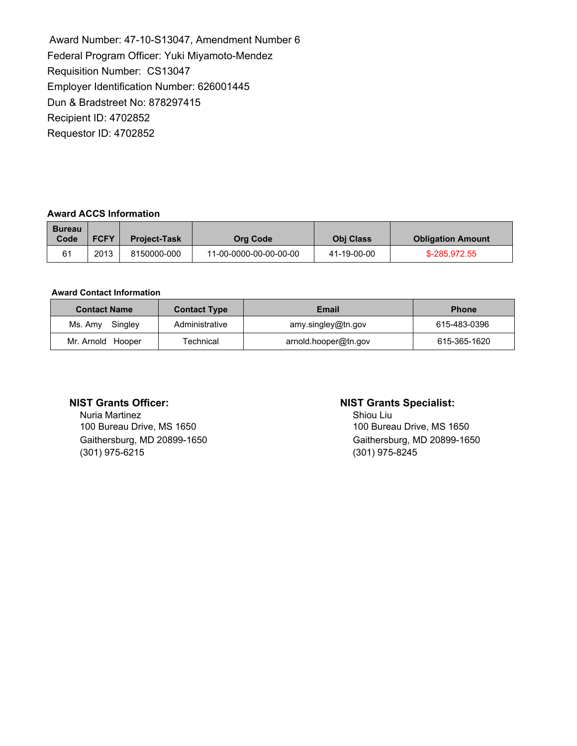Award Number: 47-10-S13047, Amendment Number 6
Federal Program Officer: Yuki Miyamoto-Mendez
Requisition Number: CS13047
Employer Identification Number: 626001445
Dun & Bradstreet No: 878297415
Recipient ID: 4702852
Requestor ID: 4702852

**Award ACCS Information**

| Bureau Code | FCFY | Project-Task | Org Code | Obj Class | Obligation Amount |
|---|---|---|---|---|---|
| 61 | 2013 | 8150000-000 | 11-00-0000-00-00-00-00 | 41-19-00-00 | $-285,972.55 |

**Award Contact Information**

| Contact Name | Contact Type | Email | Phone |
|---|---|---|---|
| Ms. Amy Singley | Administrative | amy.singley@tn.gov | 615-483-0396 |
| Mr. Arnold Hooper | Technical | arnold.hooper@tn.gov | 615-365-1620 |

**NIST Grants Officer:**
Nuria Martinez
100 Bureau Drive, MS 1650
Gaithersburg, MD 20899-1650
(301) 975-6215

**NIST Grants Specialist:**
Shiou Liu
100 Bureau Drive, MS 1650
Gaithersburg, MD 20899-1650
(301) 975-8245